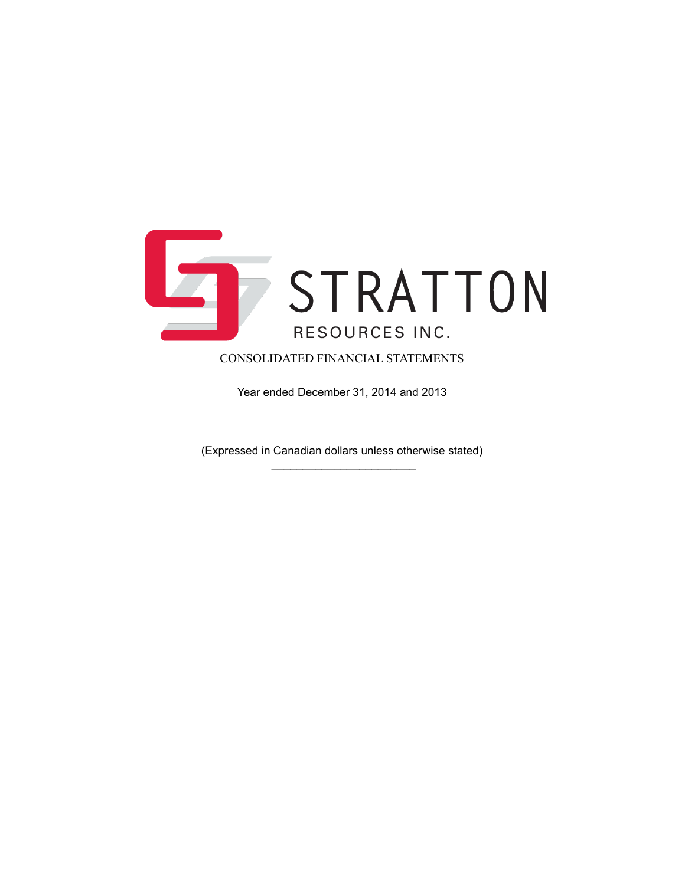# STRATTON

## RESOURCES INC.

CONSOLIDATED FINANCIAL STATEMENTS

Year ended December 31, 2014 and 2013

(Expressed in Canadian dollars unless otherwise stated)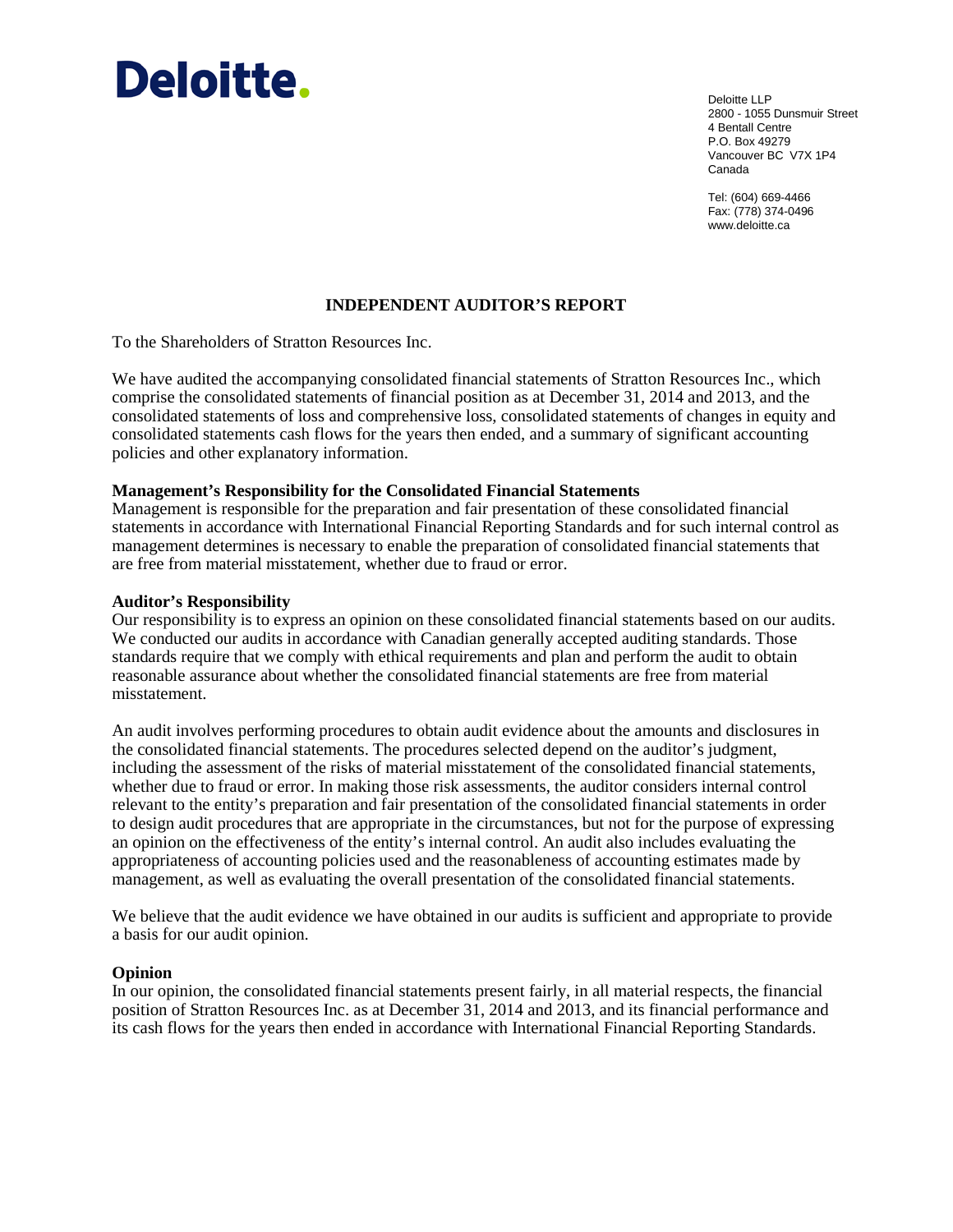# Deloitte.

Deloitte LLP
2800 - 1055 Dunsmuir Street
4 Bentall Centre
P.O. Box 49279
Vancouver BC V7X 1P4
Canada

Tel: (604) 669-4466
Fax: (778) 374-0496
www.deloitte.ca

## INDEPENDENT AUDITOR'S REPORT

To the Shareholders of Stratton Resources Inc.

We have audited the accompanying consolidated financial statements of Stratton Resources Inc., which comprise the consolidated statements of financial position as at December 31, 2014 and 2013, and the consolidated statements of loss and comprehensive loss, consolidated statements of changes in equity and consolidated statements cash flows for the years then ended, and a summary of significant accounting policies and other explanatory information.

**Management's Responsibility for the Consolidated Financial Statements**
Management is responsible for the preparation and fair presentation of these consolidated financial statements in accordance with International Financial Reporting Standards and for such internal control as management determines is necessary to enable the preparation of consolidated financial statements that are free from material misstatement, whether due to fraud or error.

**Auditor's Responsibility**
Our responsibility is to express an opinion on these consolidated financial statements based on our audits. We conducted our audits in accordance with Canadian generally accepted auditing standards. Those standards require that we comply with ethical requirements and plan and perform the audit to obtain reasonable assurance about whether the consolidated financial statements are free from material misstatement.

An audit involves performing procedures to obtain audit evidence about the amounts and disclosures in the consolidated financial statements. The procedures selected depend on the auditor's judgment, including the assessment of the risks of material misstatement of the consolidated financial statements, whether due to fraud or error. In making those risk assessments, the auditor considers internal control relevant to the entity's preparation and fair presentation of the consolidated financial statements in order to design audit procedures that are appropriate in the circumstances, but not for the purpose of expressing an opinion on the effectiveness of the entity's internal control. An audit also includes evaluating the appropriateness of accounting policies used and the reasonableness of accounting estimates made by management, as well as evaluating the overall presentation of the consolidated financial statements.

We believe that the audit evidence we have obtained in our audits is sufficient and appropriate to provide a basis for our audit opinion.

**Opinion**
In our opinion, the consolidated financial statements present fairly, in all material respects, the financial position of Stratton Resources Inc. as at December 31, 2014 and 2013, and its financial performance and its cash flows for the years then ended in accordance with International Financial Reporting Standards.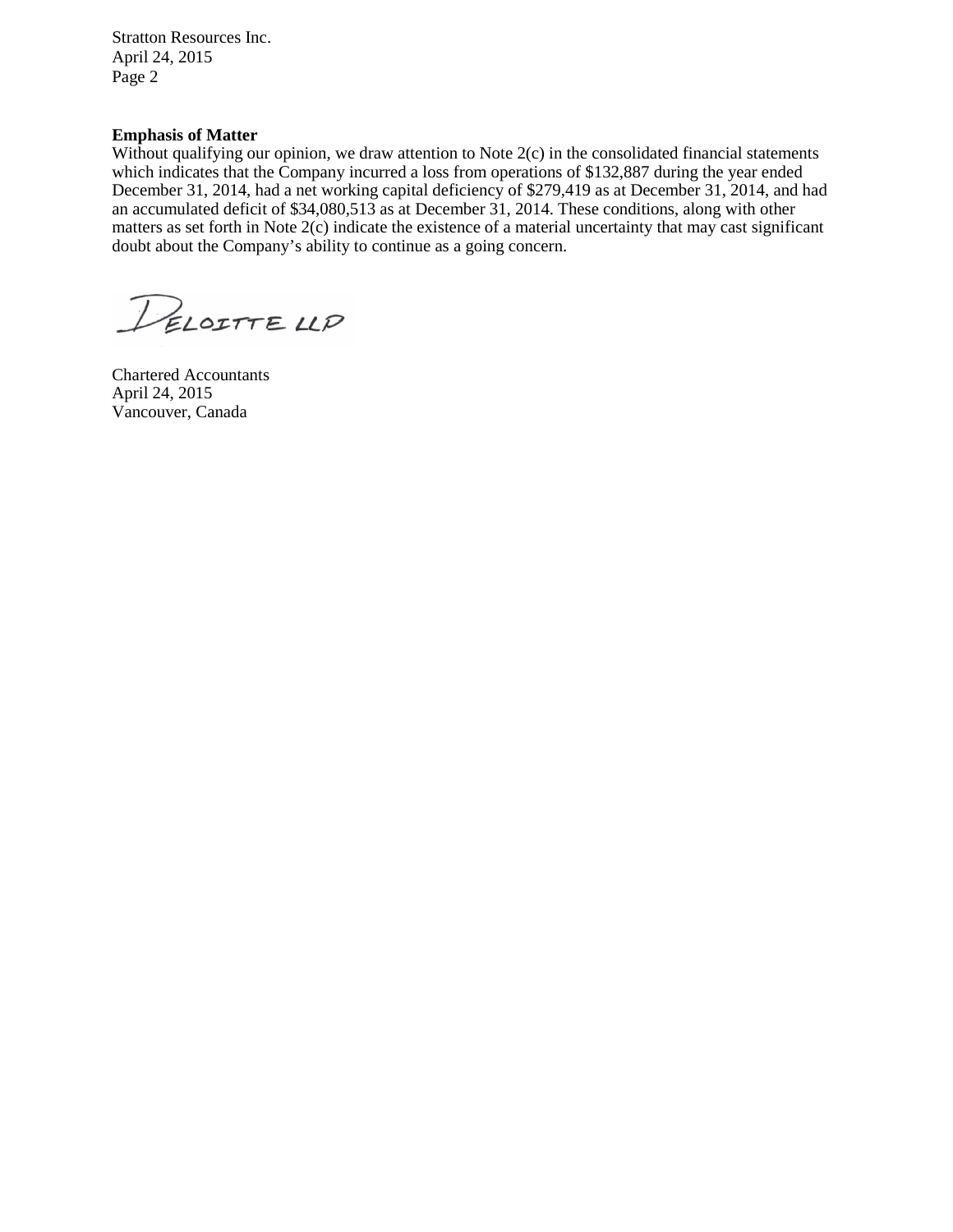**Emphasis of Matter**

Without qualifying our opinion, we draw attention to Note 2(c) in the consolidated financial statements which indicates that the Company incurred a loss from operations of $132,887 during the year ended December 31, 2014, had a net working capital deficiency of $279,419 as at December 31, 2014, and had an accumulated deficit of $34,080,513 as at December 31, 2014. These conditions, along with other matters as set forth in Note 2(c) indicate the existence of a material uncertainty that may cast significant doubt about the Company's ability to continue as a going concern.

Deloitte LLP

Chartered Accountants
April 24, 2015
Vancouver, Canada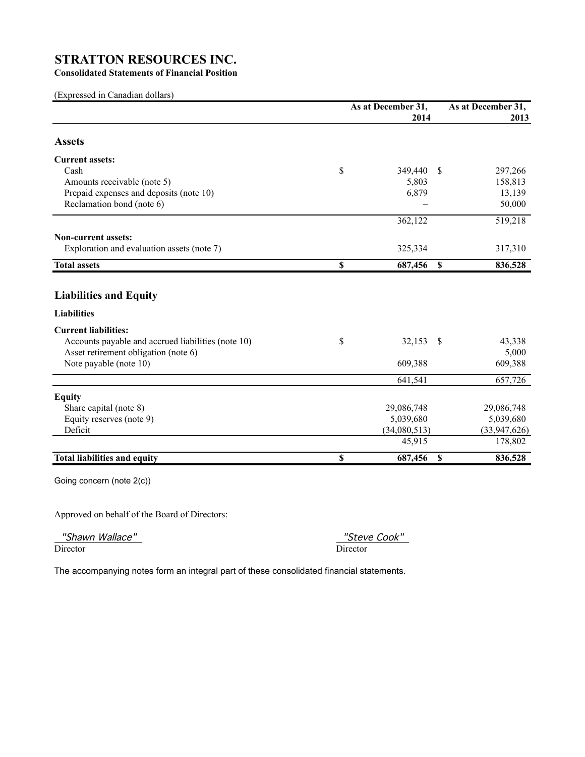# STRATTON RESOURCES INC.

**Consolidated Statements of Financial Position**

(Expressed in Canadian dollars)

| | As at December 31, 2014 | As at December 31, 2013 |
|---|---|---|
| **Assets** | | |
| **Current assets:** | | |
| Cash | $ 349,440 | $ 297,266 |
| Amounts receivable (note 5) | 5,803 | 158,813 |
| Prepaid expenses and deposits (note 10) | 6,879 | 13,139 |
| Reclamation bond (note 6) | – | 50,000 |
| | 362,122 | 519,218 |
| **Non-current assets:** | | |
| Exploration and evaluation assets (note 7) | 325,334 | 317,310 |
| **Total assets** | **$ 687,456** | **$ 836,528** |
| **Liabilities and Equity** | | |
| **Liabilities** | | |
| **Current liabilities:** | | |
| Accounts payable and accrued liabilities (note 10) | $ 32,153 | $ 43,338 |
| Asset retirement obligation (note 6) | – | 5,000 |
| Note payable (note 10) | 609,388 | 609,388 |
| | 641,541 | 657,726 |
| **Equity** | | |
| Share capital (note 8) | 29,086,748 | 29,086,748 |
| Equity reserves (note 9) | 5,039,680 | 5,039,680 |
| Deficit | (34,080,513) | (33,947,626) |
| | 45,915 | 178,802 |
| **Total liabilities and equity** | **$ 687,456** | **$ 836,528** |

Going concern (note 2(c))

Approved on behalf of the Board of Directors:

*"Shawn Wallace"*
Director

*"Steve Cook"*
Director

The accompanying notes form an integral part of these consolidated financial statements.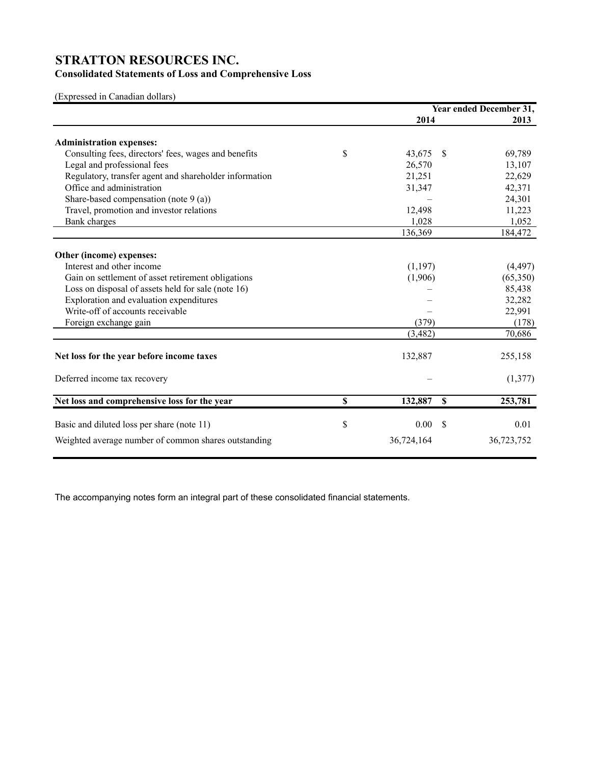# STRATTON RESOURCES INC.

## Consolidated Statements of Loss and Comprehensive Loss

(Expressed in Canadian dollars)

| | Year ended December 31, 2014 | 2013 |
|---|---|---|
| **Administration expenses:** | | |
| Consulting fees, directors' fees, wages and benefits | $ 43,675 | $ 69,789 |
| Legal and professional fees | 26,570 | 13,107 |
| Regulatory, transfer agent and shareholder information | 21,251 | 22,629 |
| Office and administration | 31,347 | 42,371 |
| Share-based compensation (note 9 (a)) | – | 24,301 |
| Travel, promotion and investor relations | 12,498 | 11,223 |
| Bank charges | 1,028 | 1,052 |
| | 136,369 | 184,472 |
| **Other (income) expenses:** | | |
| Interest and other income | (1,197) | (4,497) |
| Gain on settlement of asset retirement obligations | (1,906) | (65,350) |
| Loss on disposal of assets held for sale (note 16) | – | 85,438 |
| Exploration and evaluation expenditures | – | 32,282 |
| Write-off of accounts receivable | – | 22,991 |
| Foreign exchange gain | (379) | (178) |
| | (3,482) | 70,686 |
| **Net loss for the year before income taxes** | 132,887 | 255,158 |
| Deferred income tax recovery | – | (1,377) |
| **Net loss and comprehensive loss for the year** | **$ 132,887** | **$ 253,781** |
| Basic and diluted loss per share (note 11) | $ 0.00 | $ 0.01 |
| Weighted average number of common shares outstanding | 36,724,164 | 36,723,752 |

The accompanying notes form an integral part of these consolidated financial statements.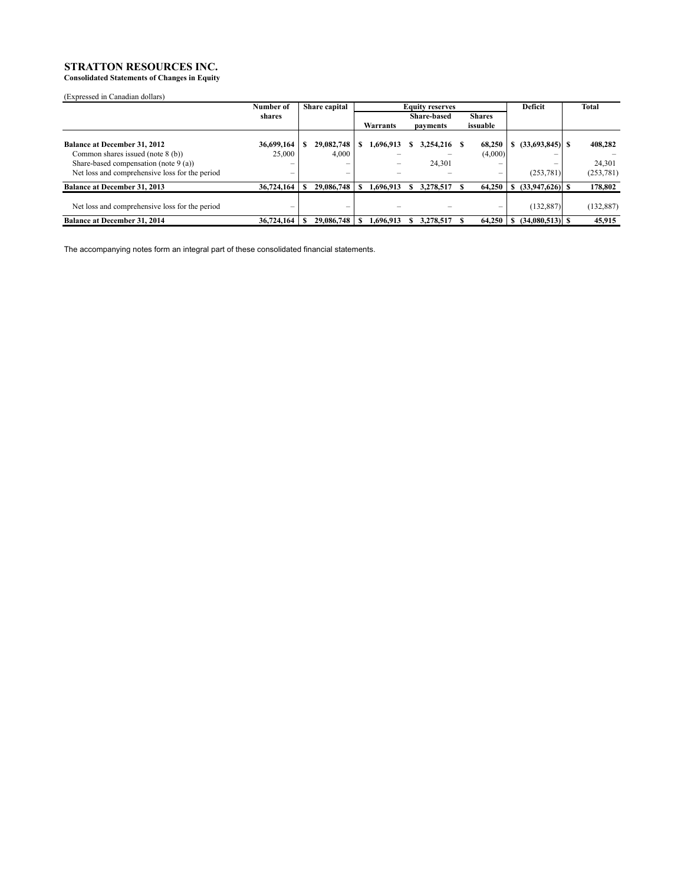# STRATTON RESOURCES INC.

**Consolidated Statements of Changes in Equity**

(Expressed in Canadian dollars)

| | Number of shares | Share capital | Equity reserves | | | Deficit | Total |
|---|---|---|---|---|---|---|---|
| | | | Warrants | Share-based payments | Shares issuable | | |
| **Balance at December 31, 2012** | **36,699,164** | **$ 29,082,748** | **$ 1,696,913** | **$ 3,254,216** | **$ 68,250** | **$ (33,693,845)** | **$ 408,282** |
| Common shares issued (note 8 (b)) | 25,000 | 4,000 | – | – | (4,000) | – | – |
| Share-based compensation (note 9 (a)) | – | – | – | 24,301 | – | – | 24,301 |
| Net loss and comprehensive loss for the period | – | – | – | – | – | (253,781) | (253,781) |
| **Balance at December 31, 2013** | **36,724,164** | **$ 29,086,748** | **$ 1,696,913** | **$ 3,278,517** | **$ 64,250** | **$ (33,947,626)** | **$ 178,802** |
| Net loss and comprehensive loss for the period | – | – | – | – | – | (132,887) | (132,887) |
| **Balance at December 31, 2014** | **36,724,164** | **$ 29,086,748** | **$ 1,696,913** | **$ 3,278,517** | **$ 64,250** | **$ (34,080,513)** | **$ 45,915** |

The accompanying notes form an integral part of these consolidated financial statements.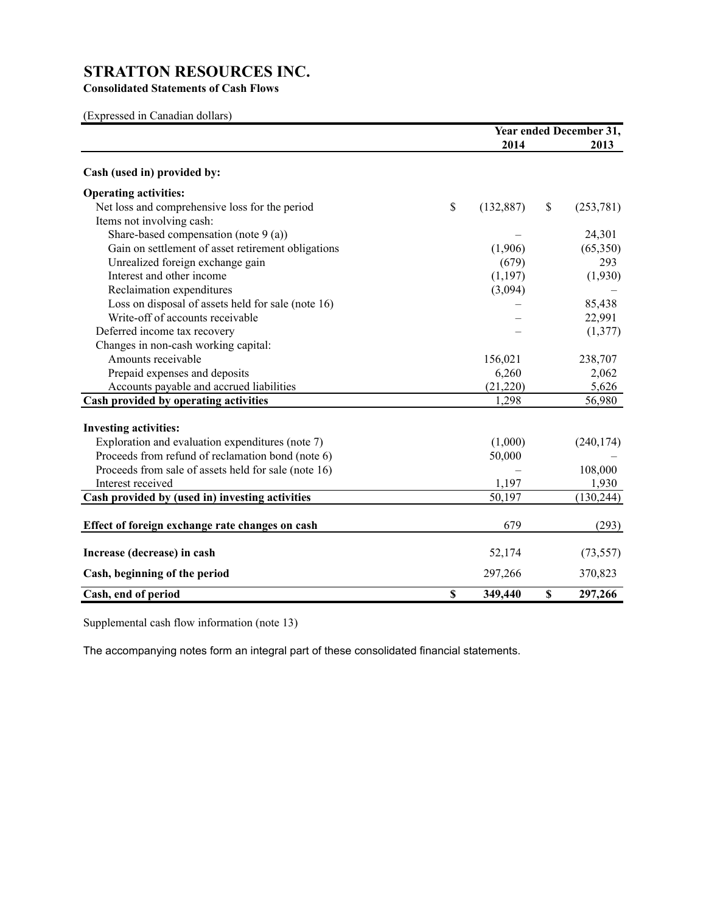# STRATTON RESOURCES INC.

**Consolidated Statements of Cash Flows**

(Expressed in Canadian dollars)

| | Year ended December 31, 2014 | 2013 |
|---|---|---|
| **Cash (used in) provided by:** | | |
| **Operating activities:** | | |
| Net loss and comprehensive loss for the period | $ (132,887) | $ (253,781) |
| Items not involving cash: | | |
| Share-based compensation (note 9 (a)) | – | 24,301 |
| Gain on settlement of asset retirement obligations | (1,906) | (65,350) |
| Unrealized foreign exchange gain | (679) | 293 |
| Interest and other income | (1,197) | (1,930) |
| Reclaimation expenditures | (3,094) | – |
| Loss on disposal of assets held for sale (note 16) | – | 85,438 |
| Write-off of accounts receivable | – | 22,991 |
| Deferred income tax recovery | – | (1,377) |
| Changes in non-cash working capital: | | |
| Amounts receivable | 156,021 | 238,707 |
| Prepaid expenses and deposits | 6,260 | 2,062 |
| Accounts payable and accrued liabilities | (21,220) | 5,626 |
| **Cash provided by operating activities** | 1,298 | 56,980 |
| **Investing activities:** | | |
| Exploration and evaluation expenditures (note 7) | (1,000) | (240,174) |
| Proceeds from refund of reclamation bond (note 6) | 50,000 | – |
| Proceeds from sale of assets held for sale (note 16) | – | 108,000 |
| Interest received | 1,197 | 1,930 |
| **Cash provided by (used in) investing activities** | 50,197 | (130,244) |
| **Effect of foreign exchange rate changes on cash** | 679 | (293) |
| **Increase (decrease) in cash** | 52,174 | (73,557) |
| **Cash, beginning of the period** | 297,266 | 370,823 |
| **Cash, end of period** | **$ 349,440** | **$ 297,266** |

Supplemental cash flow information (note 13)

The accompanying notes form an integral part of these consolidated financial statements.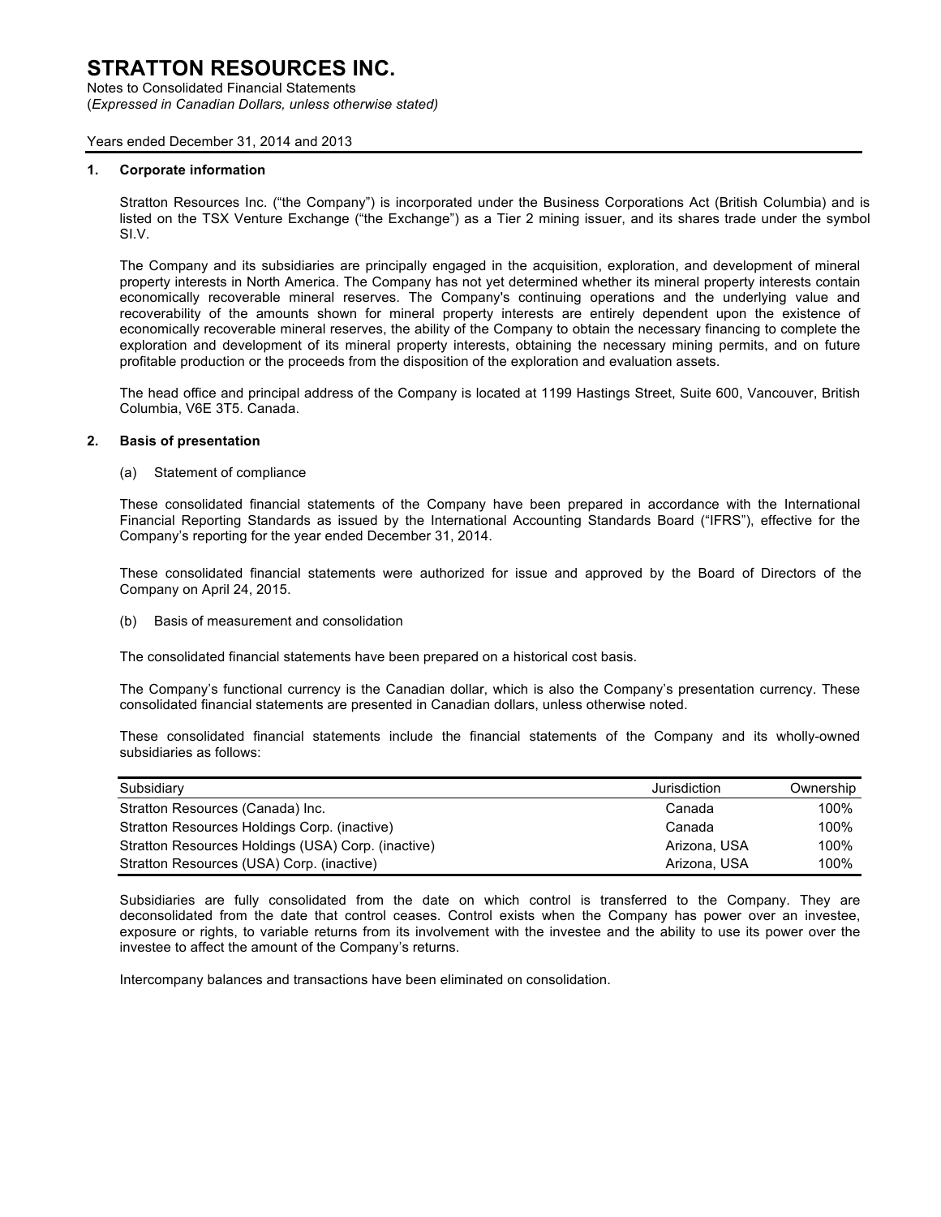## 1. Corporate information

Stratton Resources Inc. ("the Company") is incorporated under the Business Corporations Act (British Columbia) and is listed on the TSX Venture Exchange ("the Exchange") as a Tier 2 mining issuer, and its shares trade under the symbol SI.V.

The Company and its subsidiaries are principally engaged in the acquisition, exploration, and development of mineral property interests in North America. The Company has not yet determined whether its mineral property interests contain economically recoverable mineral reserves. The Company's continuing operations and the underlying value and recoverability of the amounts shown for mineral property interests are entirely dependent upon the existence of economically recoverable mineral reserves, the ability of the Company to obtain the necessary financing to complete the exploration and development of its mineral property interests, obtaining the necessary mining permits, and on future profitable production or the proceeds from the disposition of the exploration and evaluation assets.

The head office and principal address of the Company is located at 1199 Hastings Street, Suite 600, Vancouver, British Columbia, V6E 3T5. Canada.

## 2. Basis of presentation

(a) Statement of compliance

These consolidated financial statements of the Company have been prepared in accordance with the International Financial Reporting Standards as issued by the International Accounting Standards Board ("IFRS"), effective for the Company's reporting for the year ended December 31, 2014.

These consolidated financial statements were authorized for issue and approved by the Board of Directors of the Company on April 24, 2015.

(b) Basis of measurement and consolidation

The consolidated financial statements have been prepared on a historical cost basis.

The Company's functional currency is the Canadian dollar, which is also the Company's presentation currency. These consolidated financial statements are presented in Canadian dollars, unless otherwise noted.

These consolidated financial statements include the financial statements of the Company and its wholly-owned subsidiaries as follows:

| Subsidiary | Jurisdiction | Ownership |
|---|---|---|
| Stratton Resources (Canada) Inc. | Canada | 100% |
| Stratton Resources Holdings Corp. (inactive) | Canada | 100% |
| Stratton Resources Holdings (USA) Corp. (inactive) | Arizona, USA | 100% |
| Stratton Resources (USA) Corp. (inactive) | Arizona, USA | 100% |

Subsidiaries are fully consolidated from the date on which control is transferred to the Company. They are deconsolidated from the date that control ceases. Control exists when the Company has power over an investee, exposure or rights, to variable returns from its involvement with the investee and the ability to use its power over the investee to affect the amount of the Company's returns.

Intercompany balances and transactions have been eliminated on consolidation.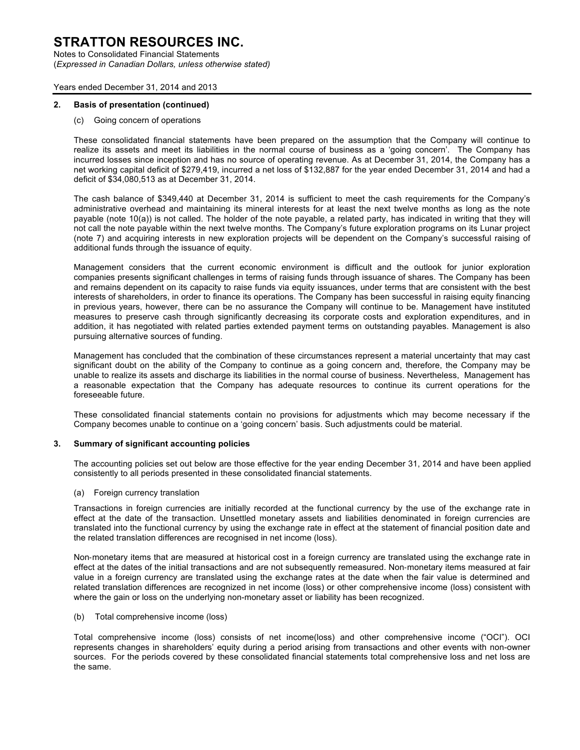## 2. Basis of presentation (continued)

(c) Going concern of operations

These consolidated financial statements have been prepared on the assumption that the Company will continue to realize its assets and meet its liabilities in the normal course of business as a 'going concern'. The Company has incurred losses since inception and has no source of operating revenue. As at December 31, 2014, the Company has a net working capital deficit of $279,419, incurred a net loss of $132,887 for the year ended December 31, 2014 and had a deficit of $34,080,513 as at December 31, 2014.

The cash balance of $349,440 at December 31, 2014 is sufficient to meet the cash requirements for the Company's administrative overhead and maintaining its mineral interests for at least the next twelve months as long as the note payable (note 10(a)) is not called. The holder of the note payable, a related party, has indicated in writing that they will not call the note payable within the next twelve months. The Company's future exploration programs on its Lunar project (note 7) and acquiring interests in new exploration projects will be dependent on the Company's successful raising of additional funds through the issuance of equity.

Management considers that the current economic environment is difficult and the outlook for junior exploration companies presents significant challenges in terms of raising funds through issuance of shares. The Company has been and remains dependent on its capacity to raise funds via equity issuances, under terms that are consistent with the best interests of shareholders, in order to finance its operations. The Company has been successful in raising equity financing in previous years, however, there can be no assurance the Company will continue to be. Management have instituted measures to preserve cash through significantly decreasing its corporate costs and exploration expenditures, and in addition, it has negotiated with related parties extended payment terms on outstanding payables. Management is also pursuing alternative sources of funding.

Management has concluded that the combination of these circumstances represent a material uncertainty that may cast significant doubt on the ability of the Company to continue as a going concern and, therefore, the Company may be unable to realize its assets and discharge its liabilities in the normal course of business. Nevertheless, Management has a reasonable expectation that the Company has adequate resources to continue its current operations for the foreseeable future.

These consolidated financial statements contain no provisions for adjustments which may become necessary if the Company becomes unable to continue on a 'going concern' basis. Such adjustments could be material.

## 3. Summary of significant accounting policies

The accounting policies set out below are those effective for the year ending December 31, 2014 and have been applied consistently to all periods presented in these consolidated financial statements.

(a) Foreign currency translation

Transactions in foreign currencies are initially recorded at the functional currency by the use of the exchange rate in effect at the date of the transaction. Unsettled monetary assets and liabilities denominated in foreign currencies are translated into the functional currency by using the exchange rate in effect at the statement of financial position date and the related translation differences are recognised in net income (loss).

Non-monetary items that are measured at historical cost in a foreign currency are translated using the exchange rate in effect at the dates of the initial transactions and are not subsequently remeasured. Non-monetary items measured at fair value in a foreign currency are translated using the exchange rates at the date when the fair value is determined and related translation differences are recognized in net income (loss) or other comprehensive income (loss) consistent with where the gain or loss on the underlying non-monetary asset or liability has been recognized.

(b) Total comprehensive income (loss)

Total comprehensive income (loss) consists of net income(loss) and other comprehensive income ("OCI"). OCI represents changes in shareholders' equity during a period arising from transactions and other events with non-owner sources. For the periods covered by these consolidated financial statements total comprehensive loss and net loss are the same.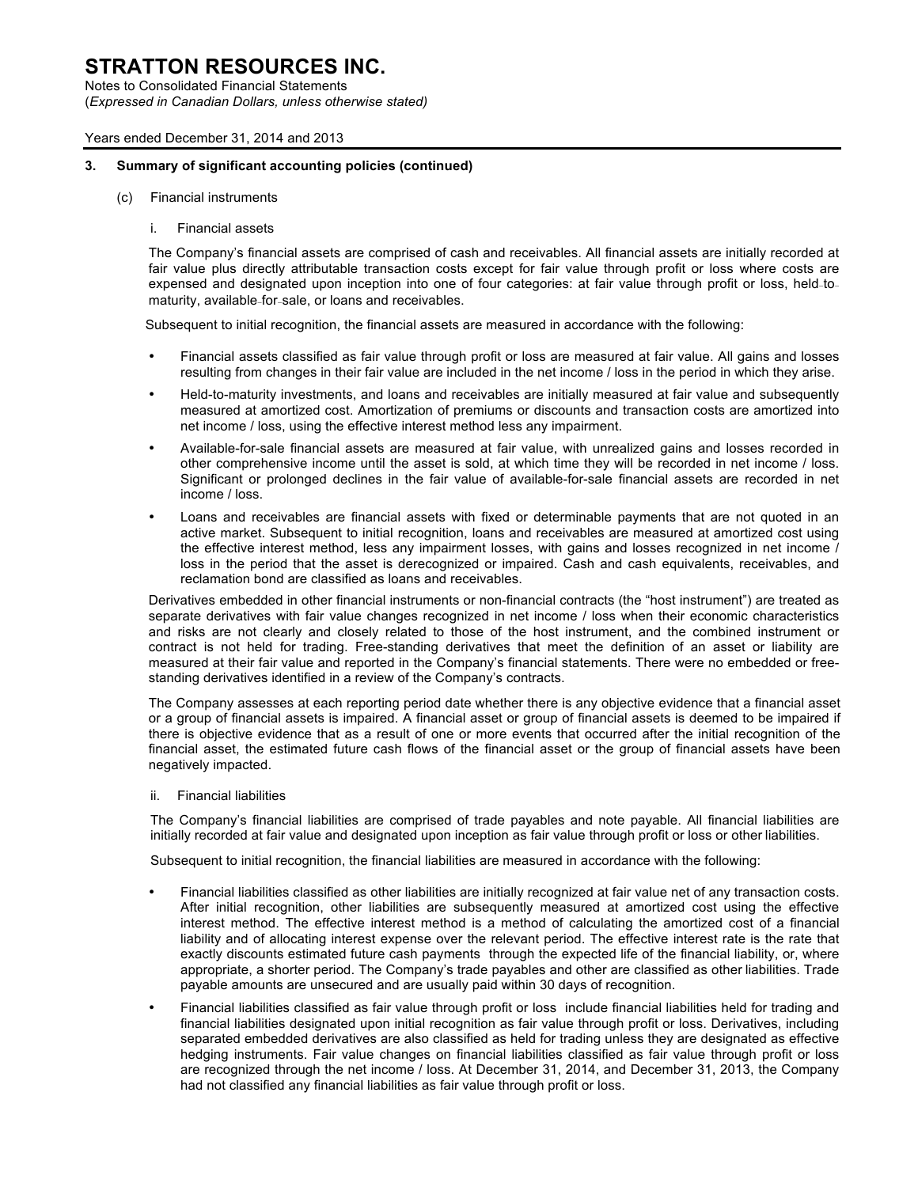### 3. Summary of significant accounting policies (continued)

(c) Financial instruments

i. Financial assets

The Company's financial assets are comprised of cash and receivables. All financial assets are initially recorded at fair value plus directly attributable transaction costs except for fair value through profit or loss where costs are expensed and designated upon inception into one of four categories: at fair value through profit or loss, held-to-maturity, available-for-sale, or loans and receivables.

Subsequent to initial recognition, the financial assets are measured in accordance with the following:

- Financial assets classified as fair value through profit or loss are measured at fair value. All gains and losses resulting from changes in their fair value are included in the net income / loss in the period in which they arise.
- Held-to-maturity investments, and loans and receivables are initially measured at fair value and subsequently measured at amortized cost. Amortization of premiums or discounts and transaction costs are amortized into net income / loss, using the effective interest method less any impairment.
- Available-for-sale financial assets are measured at fair value, with unrealized gains and losses recorded in other comprehensive income until the asset is sold, at which time they will be recorded in net income / loss. Significant or prolonged declines in the fair value of available-for-sale financial assets are recorded in net income / loss.
- Loans and receivables are financial assets with fixed or determinable payments that are not quoted in an active market. Subsequent to initial recognition, loans and receivables are measured at amortized cost using the effective interest method, less any impairment losses, with gains and losses recognized in net income / loss in the period that the asset is derecognized or impaired. Cash and cash equivalents, receivables, and reclamation bond are classified as loans and receivables.

Derivatives embedded in other financial instruments or non-financial contracts (the "host instrument") are treated as separate derivatives with fair value changes recognized in net income / loss when their economic characteristics and risks are not clearly and closely related to those of the host instrument, and the combined instrument or contract is not held for trading. Free-standing derivatives that meet the definition of an asset or liability are measured at their fair value and reported in the Company's financial statements. There were no embedded or free-standing derivatives identified in a review of the Company's contracts.

The Company assesses at each reporting period date whether there is any objective evidence that a financial asset or a group of financial assets is impaired. A financial asset or group of financial assets is deemed to be impaired if there is objective evidence that as a result of one or more events that occurred after the initial recognition of the financial asset, the estimated future cash flows of the financial asset or the group of financial assets have been negatively impacted.

ii. Financial liabilities

The Company's financial liabilities are comprised of trade payables and note payable. All financial liabilities are initially recorded at fair value and designated upon inception as fair value through profit or loss or other liabilities.

Subsequent to initial recognition, the financial liabilities are measured in accordance with the following:

- Financial liabilities classified as other liabilities are initially recognized at fair value net of any transaction costs. After initial recognition, other liabilities are subsequently measured at amortized cost using the effective interest method. The effective interest method is a method of calculating the amortized cost of a financial liability and of allocating interest expense over the relevant period. The effective interest rate is the rate that exactly discounts estimated future cash payments through the expected life of the financial liability, or, where appropriate, a shorter period. The Company's trade payables and other are classified as other liabilities. Trade payable amounts are unsecured and are usually paid within 30 days of recognition.
- Financial liabilities classified as fair value through profit or loss include financial liabilities held for trading and financial liabilities designated upon initial recognition as fair value through profit or loss. Derivatives, including separated embedded derivatives are also classified as held for trading unless they are designated as effective hedging instruments. Fair value changes on financial liabilities classified as fair value through profit or loss are recognized through the net income / loss. At December 31, 2014, and December 31, 2013, the Company had not classified any financial liabilities as fair value through profit or loss.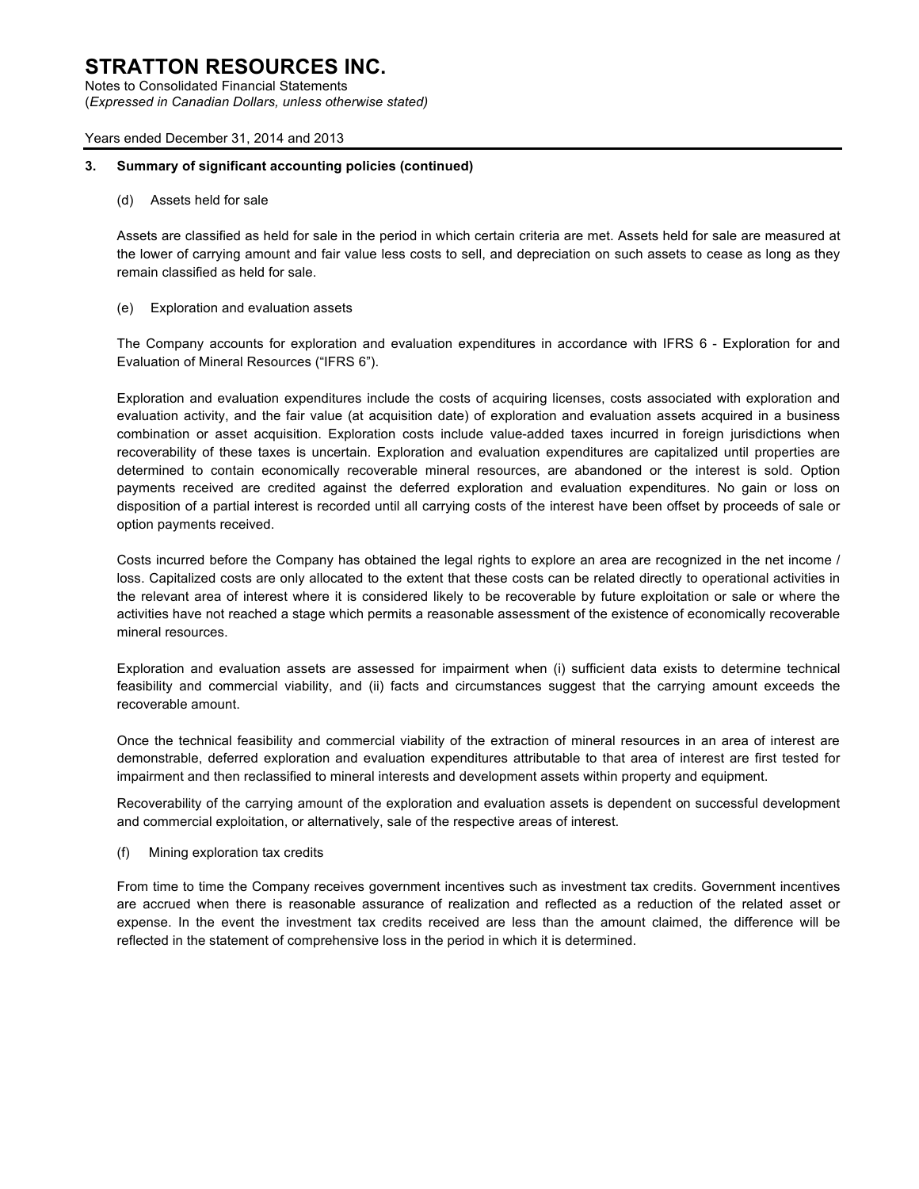### 3. Summary of significant accounting policies (continued)

(d) Assets held for sale

Assets are classified as held for sale in the period in which certain criteria are met. Assets held for sale are measured at the lower of carrying amount and fair value less costs to sell, and depreciation on such assets to cease as long as they remain classified as held for sale.

(e) Exploration and evaluation assets

The Company accounts for exploration and evaluation expenditures in accordance with IFRS 6 - Exploration for and Evaluation of Mineral Resources ("IFRS 6").

Exploration and evaluation expenditures include the costs of acquiring licenses, costs associated with exploration and evaluation activity, and the fair value (at acquisition date) of exploration and evaluation assets acquired in a business combination or asset acquisition. Exploration costs include value-added taxes incurred in foreign jurisdictions when recoverability of these taxes is uncertain. Exploration and evaluation expenditures are capitalized until properties are determined to contain economically recoverable mineral resources, are abandoned or the interest is sold. Option payments received are credited against the deferred exploration and evaluation expenditures. No gain or loss on disposition of a partial interest is recorded until all carrying costs of the interest have been offset by proceeds of sale or option payments received.

Costs incurred before the Company has obtained the legal rights to explore an area are recognized in the net income / loss. Capitalized costs are only allocated to the extent that these costs can be related directly to operational activities in the relevant area of interest where it is considered likely to be recoverable by future exploitation or sale or where the activities have not reached a stage which permits a reasonable assessment of the existence of economically recoverable mineral resources.

Exploration and evaluation assets are assessed for impairment when (i) sufficient data exists to determine technical feasibility and commercial viability, and (ii) facts and circumstances suggest that the carrying amount exceeds the recoverable amount.

Once the technical feasibility and commercial viability of the extraction of mineral resources in an area of interest are demonstrable, deferred exploration and evaluation expenditures attributable to that area of interest are first tested for impairment and then reclassified to mineral interests and development assets within property and equipment.

Recoverability of the carrying amount of the exploration and evaluation assets is dependent on successful development and commercial exploitation, or alternatively, sale of the respective areas of interest.

(f) Mining exploration tax credits

From time to time the Company receives government incentives such as investment tax credits. Government incentives are accrued when there is reasonable assurance of realization and reflected as a reduction of the related asset or expense. In the event the investment tax credits received are less than the amount claimed, the difference will be reflected in the statement of comprehensive loss in the period in which it is determined.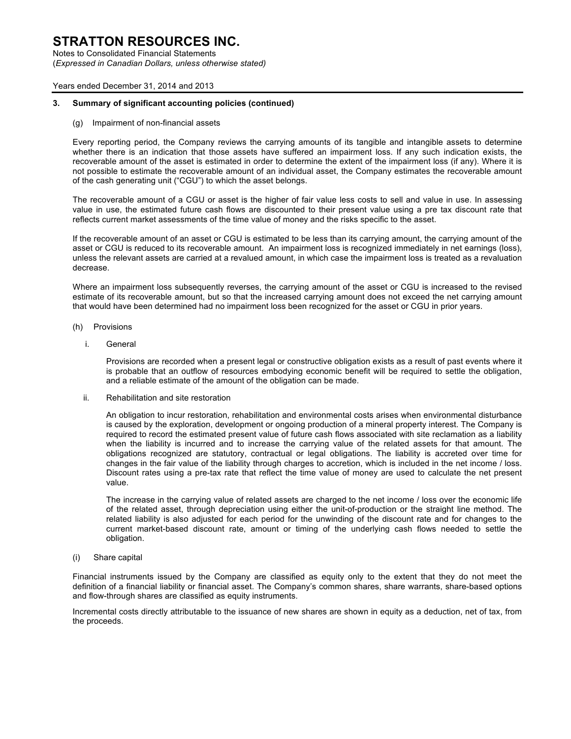### 3. Summary of significant accounting policies (continued)

(g) Impairment of non-financial assets

Every reporting period, the Company reviews the carrying amounts of its tangible and intangible assets to determine whether there is an indication that those assets have suffered an impairment loss. If any such indication exists, the recoverable amount of the asset is estimated in order to determine the extent of the impairment loss (if any). Where it is not possible to estimate the recoverable amount of an individual asset, the Company estimates the recoverable amount of the cash generating unit ("CGU") to which the asset belongs.

The recoverable amount of a CGU or asset is the higher of fair value less costs to sell and value in use. In assessing value in use, the estimated future cash flows are discounted to their present value using a pre tax discount rate that reflects current market assessments of the time value of money and the risks specific to the asset.

If the recoverable amount of an asset or CGU is estimated to be less than its carrying amount, the carrying amount of the asset or CGU is reduced to its recoverable amount. An impairment loss is recognized immediately in net earnings (loss), unless the relevant assets are carried at a revalued amount, in which case the impairment loss is treated as a revaluation decrease.

Where an impairment loss subsequently reverses, the carrying amount of the asset or CGU is increased to the revised estimate of its recoverable amount, but so that the increased carrying amount does not exceed the net carrying amount that would have been determined had no impairment loss been recognized for the asset or CGU in prior years.

(h) Provisions

i. General

Provisions are recorded when a present legal or constructive obligation exists as a result of past events where it is probable that an outflow of resources embodying economic benefit will be required to settle the obligation, and a reliable estimate of the amount of the obligation can be made.

ii. Rehabilitation and site restoration

An obligation to incur restoration, rehabilitation and environmental costs arises when environmental disturbance is caused by the exploration, development or ongoing production of a mineral property interest. The Company is required to record the estimated present value of future cash flows associated with site reclamation as a liability when the liability is incurred and to increase the carrying value of the related assets for that amount. The obligations recognized are statutory, contractual or legal obligations. The liability is accreted over time for changes in the fair value of the liability through charges to accretion, which is included in the net income / loss. Discount rates using a pre-tax rate that reflect the time value of money are used to calculate the net present value.

The increase in the carrying value of related assets are charged to the net income / loss over the economic life of the related asset, through depreciation using either the unit-of-production or the straight line method. The related liability is also adjusted for each period for the unwinding of the discount rate and for changes to the current market-based discount rate, amount or timing of the underlying cash flows needed to settle the obligation.

(i) Share capital

Financial instruments issued by the Company are classified as equity only to the extent that they do not meet the definition of a financial liability or financial asset. The Company's common shares, share warrants, share-based options and flow-through shares are classified as equity instruments.

Incremental costs directly attributable to the issuance of new shares are shown in equity as a deduction, net of tax, from the proceeds.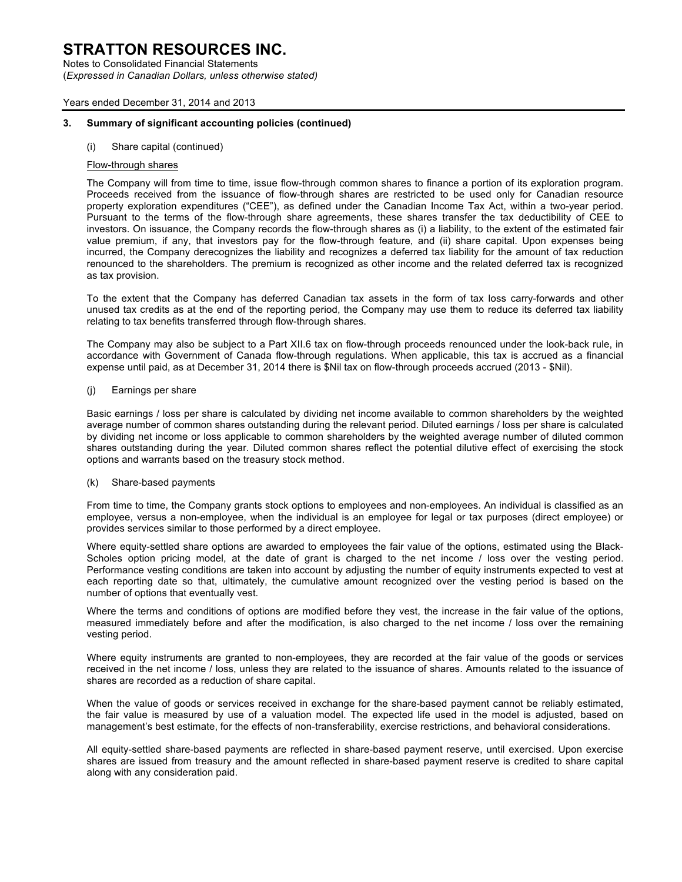### 3. Summary of significant accounting policies (continued)

(i) Share capital (continued)

Flow-through shares

The Company will from time to time, issue flow-through common shares to finance a portion of its exploration program. Proceeds received from the issuance of flow-through shares are restricted to be used only for Canadian resource property exploration expenditures ("CEE"), as defined under the Canadian Income Tax Act, within a two-year period. Pursuant to the terms of the flow-through share agreements, these shares transfer the tax deductibility of CEE to investors. On issuance, the Company records the flow-through shares as (i) a liability, to the extent of the estimated fair value premium, if any, that investors pay for the flow-through feature, and (ii) share capital. Upon expenses being incurred, the Company derecognizes the liability and recognizes a deferred tax liability for the amount of tax reduction renounced to the shareholders. The premium is recognized as other income and the related deferred tax is recognized as tax provision.

To the extent that the Company has deferred Canadian tax assets in the form of tax loss carry-forwards and other unused tax credits as at the end of the reporting period, the Company may use them to reduce its deferred tax liability relating to tax benefits transferred through flow-through shares.

The Company may also be subject to a Part XII.6 tax on flow-through proceeds renounced under the look-back rule, in accordance with Government of Canada flow-through regulations. When applicable, this tax is accrued as a financial expense until paid, as at December 31, 2014 there is $Nil tax on flow-through proceeds accrued (2013 - $Nil).

(j) Earnings per share

Basic earnings / loss per share is calculated by dividing net income available to common shareholders by the weighted average number of common shares outstanding during the relevant period. Diluted earnings / loss per share is calculated by dividing net income or loss applicable to common shareholders by the weighted average number of diluted common shares outstanding during the year. Diluted common shares reflect the potential dilutive effect of exercising the stock options and warrants based on the treasury stock method.

(k) Share-based payments

From time to time, the Company grants stock options to employees and non-employees. An individual is classified as an employee, versus a non-employee, when the individual is an employee for legal or tax purposes (direct employee) or provides services similar to those performed by a direct employee.

Where equity-settled share options are awarded to employees the fair value of the options, estimated using the Black-Scholes option pricing model, at the date of grant is charged to the net income / loss over the vesting period. Performance vesting conditions are taken into account by adjusting the number of equity instruments expected to vest at each reporting date so that, ultimately, the cumulative amount recognized over the vesting period is based on the number of options that eventually vest.

Where the terms and conditions of options are modified before they vest, the increase in the fair value of the options, measured immediately before and after the modification, is also charged to the net income / loss over the remaining vesting period.

Where equity instruments are granted to non-employees, they are recorded at the fair value of the goods or services received in the net income / loss, unless they are related to the issuance of shares. Amounts related to the issuance of shares are recorded as a reduction of share capital.

When the value of goods or services received in exchange for the share-based payment cannot be reliably estimated, the fair value is measured by use of a valuation model. The expected life used in the model is adjusted, based on management's best estimate, for the effects of non-transferability, exercise restrictions, and behavioral considerations.

All equity-settled share-based payments are reflected in share-based payment reserve, until exercised. Upon exercise shares are issued from treasury and the amount reflected in share-based payment reserve is credited to share capital along with any consideration paid.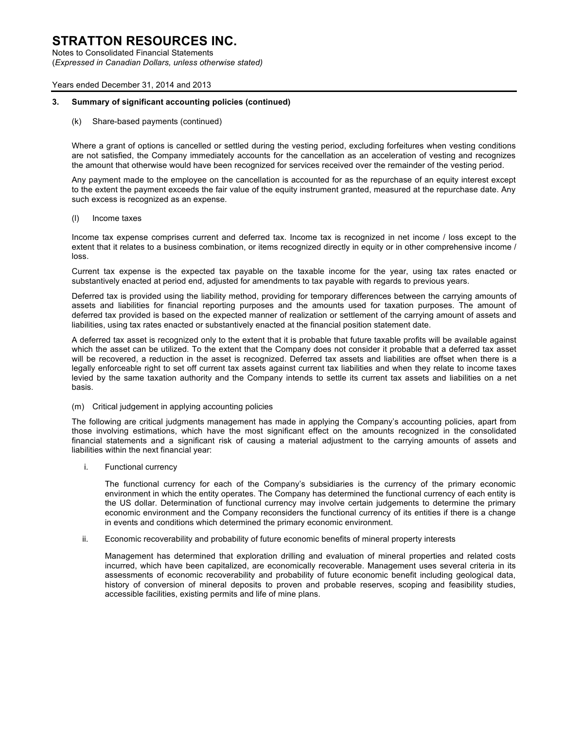### 3. Summary of significant accounting policies (continued)

(k) Share-based payments (continued)

Where a grant of options is cancelled or settled during the vesting period, excluding forfeitures when vesting conditions are not satisfied, the Company immediately accounts for the cancellation as an acceleration of vesting and recognizes the amount that otherwise would have been recognized for services received over the remainder of the vesting period.

Any payment made to the employee on the cancellation is accounted for as the repurchase of an equity interest except to the extent the payment exceeds the fair value of the equity instrument granted, measured at the repurchase date. Any such excess is recognized as an expense.

(l) Income taxes

Income tax expense comprises current and deferred tax. Income tax is recognized in net income / loss except to the extent that it relates to a business combination, or items recognized directly in equity or in other comprehensive income / loss.

Current tax expense is the expected tax payable on the taxable income for the year, using tax rates enacted or substantively enacted at period end, adjusted for amendments to tax payable with regards to previous years.

Deferred tax is provided using the liability method, providing for temporary differences between the carrying amounts of assets and liabilities for financial reporting purposes and the amounts used for taxation purposes. The amount of deferred tax provided is based on the expected manner of realization or settlement of the carrying amount of assets and liabilities, using tax rates enacted or substantively enacted at the financial position statement date.

A deferred tax asset is recognized only to the extent that it is probable that future taxable profits will be available against which the asset can be utilized. To the extent that the Company does not consider it probable that a deferred tax asset will be recovered, a reduction in the asset is recognized. Deferred tax assets and liabilities are offset when there is a legally enforceable right to set off current tax assets against current tax liabilities and when they relate to income taxes levied by the same taxation authority and the Company intends to settle its current tax assets and liabilities on a net basis.

(m) Critical judgement in applying accounting policies

The following are critical judgments management has made in applying the Company's accounting policies, apart from those involving estimations, which have the most significant effect on the amounts recognized in the consolidated financial statements and a significant risk of causing a material adjustment to the carrying amounts of assets and liabilities within the next financial year:

i. Functional currency

The functional currency for each of the Company's subsidiaries is the currency of the primary economic environment in which the entity operates. The Company has determined the functional currency of each entity is the US dollar. Determination of functional currency may involve certain judgements to determine the primary economic environment and the Company reconsiders the functional currency of its entities if there is a change in events and conditions which determined the primary economic environment.

ii. Economic recoverability and probability of future economic benefits of mineral property interests

Management has determined that exploration drilling and evaluation of mineral properties and related costs incurred, which have been capitalized, are economically recoverable. Management uses several criteria in its assessments of economic recoverability and probability of future economic benefit including geological data, history of conversion of mineral deposits to proven and probable reserves, scoping and feasibility studies, accessible facilities, existing permits and life of mine plans.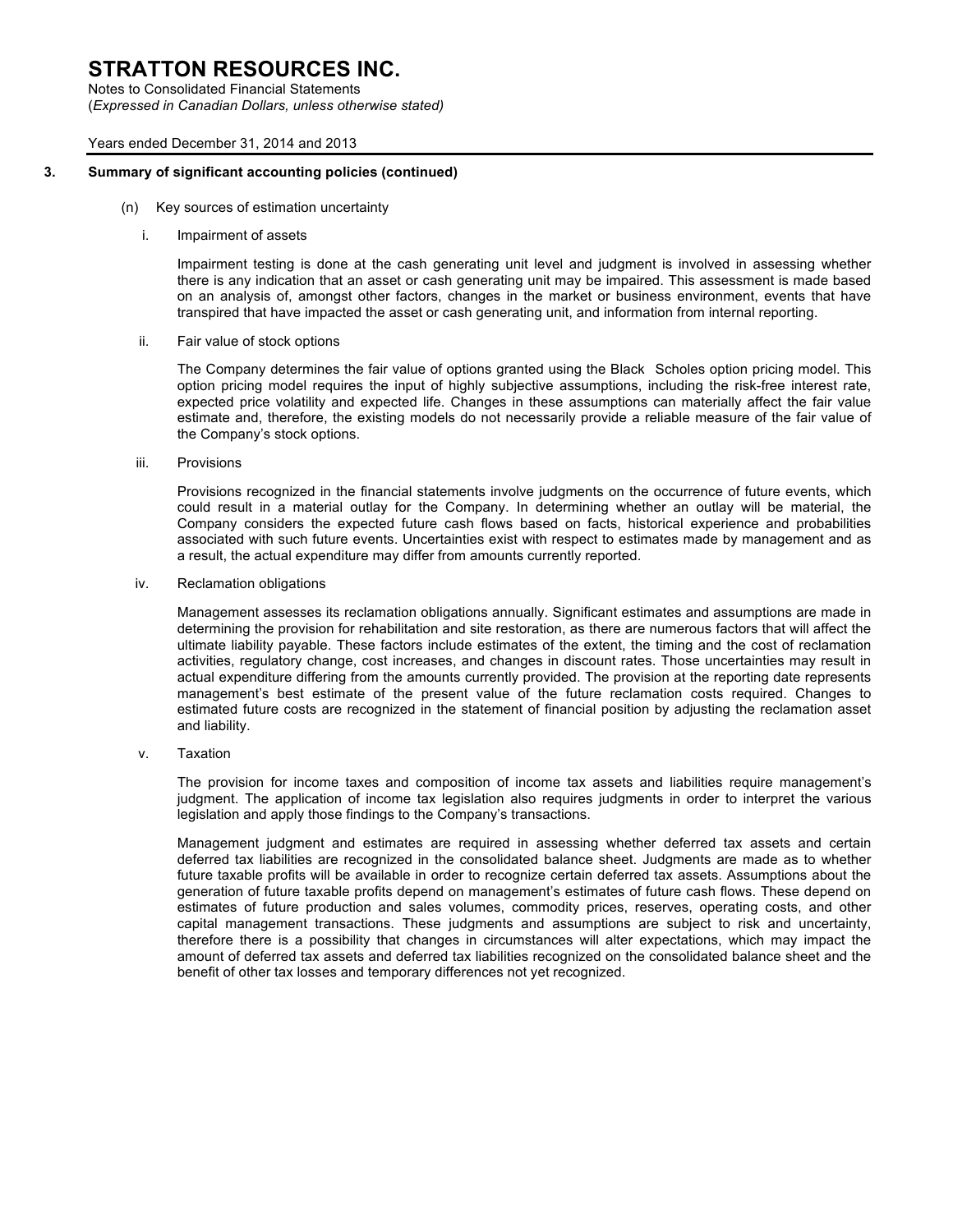# STRATTON RESOURCES INC.

Notes to Consolidated Financial Statements
(*Expressed in Canadian Dollars, unless otherwise stated)*

Years ended December 31, 2014 and 2013

## 3. Summary of significant accounting policies (continued)

(n) Key sources of estimation uncertainty

i. Impairment of assets

Impairment testing is done at the cash generating unit level and judgment is involved in assessing whether there is any indication that an asset or cash generating unit may be impaired. This assessment is made based on an analysis of, amongst other factors, changes in the market or business environment, events that have transpired that have impacted the asset or cash generating unit, and information from internal reporting.

ii. Fair value of stock options

The Company determines the fair value of options granted using the Black Scholes option pricing model. This option pricing model requires the input of highly subjective assumptions, including the risk-free interest rate, expected price volatility and expected life. Changes in these assumptions can materially affect the fair value estimate and, therefore, the existing models do not necessarily provide a reliable measure of the fair value of the Company's stock options.

iii. Provisions

Provisions recognized in the financial statements involve judgments on the occurrence of future events, which could result in a material outlay for the Company. In determining whether an outlay will be material, the Company considers the expected future cash flows based on facts, historical experience and probabilities associated with such future events. Uncertainties exist with respect to estimates made by management and as a result, the actual expenditure may differ from amounts currently reported.

iv. Reclamation obligations

Management assesses its reclamation obligations annually. Significant estimates and assumptions are made in determining the provision for rehabilitation and site restoration, as there are numerous factors that will affect the ultimate liability payable. These factors include estimates of the extent, the timing and the cost of reclamation activities, regulatory change, cost increases, and changes in discount rates. Those uncertainties may result in actual expenditure differing from the amounts currently provided. The provision at the reporting date represents management's best estimate of the present value of the future reclamation costs required. Changes to estimated future costs are recognized in the statement of financial position by adjusting the reclamation asset and liability.

v. Taxation

The provision for income taxes and composition of income tax assets and liabilities require management's judgment. The application of income tax legislation also requires judgments in order to interpret the various legislation and apply those findings to the Company's transactions.

Management judgment and estimates are required in assessing whether deferred tax assets and certain deferred tax liabilities are recognized in the consolidated balance sheet. Judgments are made as to whether future taxable profits will be available in order to recognize certain deferred tax assets. Assumptions about the generation of future taxable profits depend on management's estimates of future cash flows. These depend on estimates of future production and sales volumes, commodity prices, reserves, operating costs, and other capital management transactions. These judgments and assumptions are subject to risk and uncertainty, therefore there is a possibility that changes in circumstances will alter expectations, which may impact the amount of deferred tax assets and deferred tax liabilities recognized on the consolidated balance sheet and the benefit of other tax losses and temporary differences not yet recognized.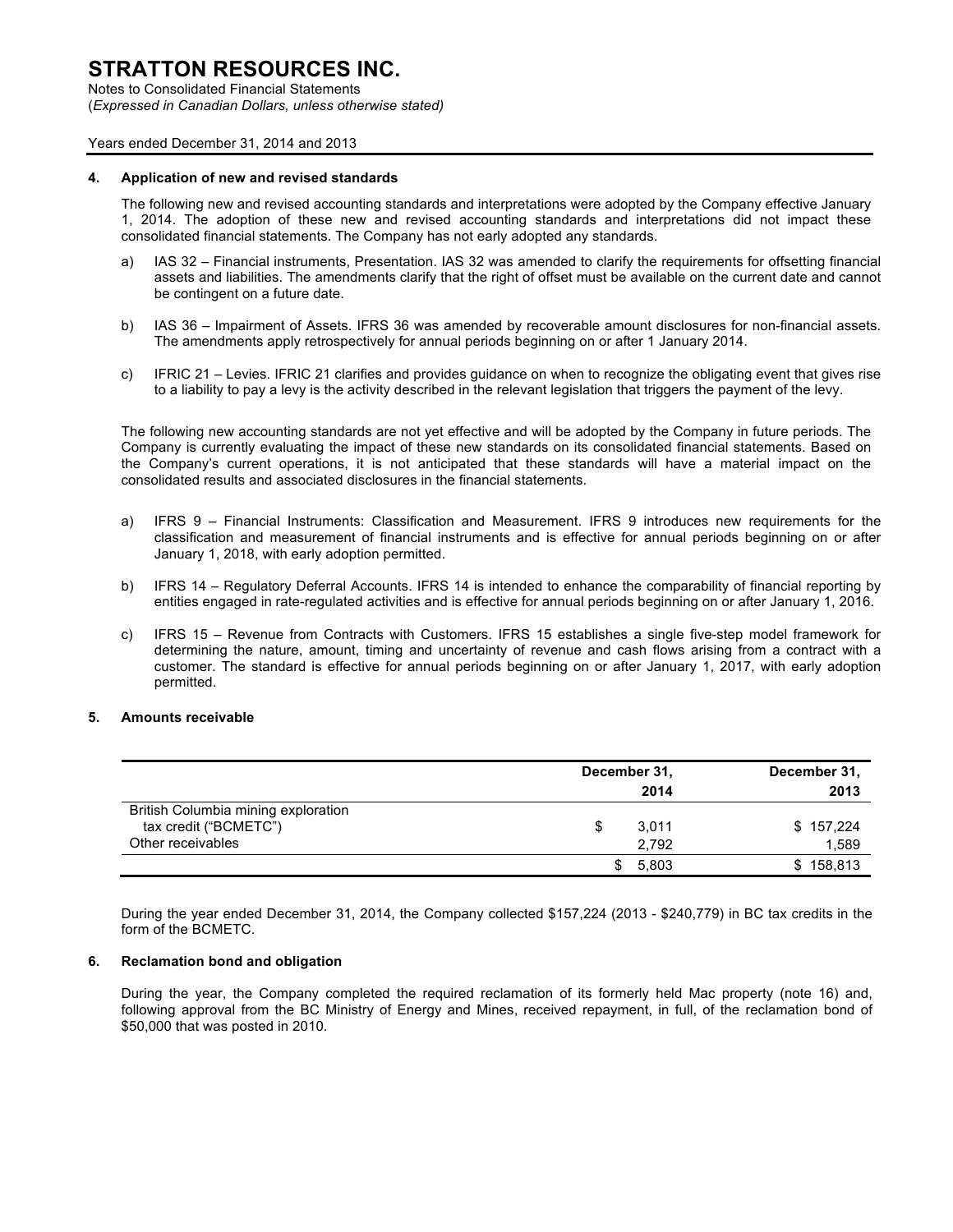# STRATTON RESOURCES INC.

Notes to Consolidated Financial Statements
(*Expressed in Canadian Dollars, unless otherwise stated)*

Years ended December 31, 2014 and 2013

## 4. Application of new and revised standards

The following new and revised accounting standards and interpretations were adopted by the Company effective January 1, 2014. The adoption of these new and revised accounting standards and interpretations did not impact these consolidated financial statements. The Company has not early adopted any standards.

a) IAS 32 – Financial instruments, Presentation. IAS 32 was amended to clarify the requirements for offsetting financial assets and liabilities. The amendments clarify that the right of offset must be available on the current date and cannot be contingent on a future date.

b) IAS 36 – Impairment of Assets. IFRS 36 was amended by recoverable amount disclosures for non-financial assets. The amendments apply retrospectively for annual periods beginning on or after 1 January 2014.

c) IFRIC 21 – Levies. IFRIC 21 clarifies and provides guidance on when to recognize the obligating event that gives rise to a liability to pay a levy is the activity described in the relevant legislation that triggers the payment of the levy.

The following new accounting standards are not yet effective and will be adopted by the Company in future periods. The Company is currently evaluating the impact of these new standards on its consolidated financial statements. Based on the Company's current operations, it is not anticipated that these standards will have a material impact on the consolidated results and associated disclosures in the financial statements.

a) IFRS 9 – Financial Instruments: Classification and Measurement. IFRS 9 introduces new requirements for the classification and measurement of financial instruments and is effective for annual periods beginning on or after January 1, 2018, with early adoption permitted.

b) IFRS 14 – Regulatory Deferral Accounts. IFRS 14 is intended to enhance the comparability of financial reporting by entities engaged in rate-regulated activities and is effective for annual periods beginning on or after January 1, 2016.

c) IFRS 15 – Revenue from Contracts with Customers. IFRS 15 establishes a single five-step model framework for determining the nature, amount, timing and uncertainty of revenue and cash flows arising from a contract with a customer. The standard is effective for annual periods beginning on or after January 1, 2017, with early adoption permitted.

## 5. Amounts receivable

| | December 31, 2014 | December 31, 2013 |
|---|---|---|
| British Columbia mining exploration tax credit ("BCMETC") | $ 3,011 | $ 157,224 |
| Other receivables | 2,792 | 1,589 |
| | $ 5,803 | $ 158,813 |

During the year ended December 31, 2014, the Company collected $157,224 (2013 - $240,779) in BC tax credits in the form of the BCMETC.

## 6. Reclamation bond and obligation

During the year, the Company completed the required reclamation of its formerly held Mac property (note 16) and, following approval from the BC Ministry of Energy and Mines, received repayment, in full, of the reclamation bond of $50,000 that was posted in 2010.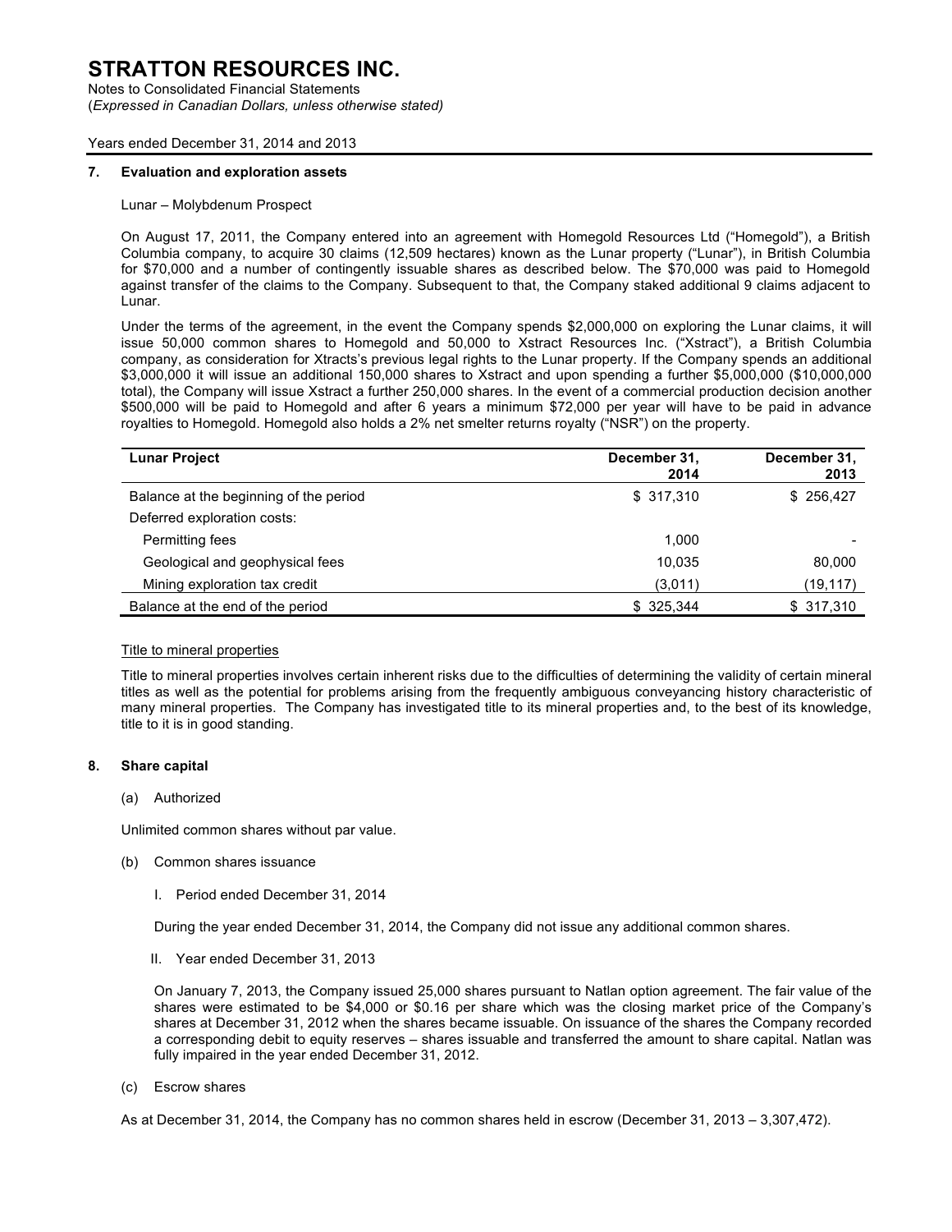# STRATTON RESOURCES INC.

Notes to Consolidated Financial Statements
(*Expressed in Canadian Dollars, unless otherwise stated)*

Years ended December 31, 2014 and 2013

## 7. Evaluation and exploration assets

Lunar – Molybdenum Prospect

On August 17, 2011, the Company entered into an agreement with Homegold Resources Ltd ("Homegold"), a British Columbia company, to acquire 30 claims (12,509 hectares) known as the Lunar property ("Lunar"), in British Columbia for $70,000 and a number of contingently issuable shares as described below. The $70,000 was paid to Homegold against transfer of the claims to the Company. Subsequent to that, the Company staked additional 9 claims adjacent to Lunar.

Under the terms of the agreement, in the event the Company spends $2,000,000 on exploring the Lunar claims, it will issue 50,000 common shares to Homegold and 50,000 to Xstract Resources Inc. ("Xstract"), a British Columbia company, as consideration for Xtracts's previous legal rights to the Lunar property. If the Company spends an additional $3,000,000 it will issue an additional 150,000 shares to Xstract and upon spending a further $5,000,000 ($10,000,000 total), the Company will issue Xstract a further 250,000 shares. In the event of a commercial production decision another $500,000 will be paid to Homegold and after 6 years a minimum $72,000 per year will have to be paid in advance royalties to Homegold. Homegold also holds a 2% net smelter returns royalty ("NSR") on the property.

| Lunar Project | December 31, 2014 | December 31, 2013 |
|---|---|---|
| Balance at the beginning of the period | $ 317,310 | $ 256,427 |
| Deferred exploration costs: | | |
| Permitting fees | 1,000 | - |
| Geological and geophysical fees | 10,035 | 80,000 |
| Mining exploration tax credit | (3,011) | (19,117) |
| Balance at the end of the period | $ 325,344 | $ 317,310 |

Title to mineral properties

Title to mineral properties involves certain inherent risks due to the difficulties of determining the validity of certain mineral titles as well as the potential for problems arising from the frequently ambiguous conveyancing history characteristic of many mineral properties. The Company has investigated title to its mineral properties and, to the best of its knowledge, title to it is in good standing.

## 8. Share capital

(a) Authorized

Unlimited common shares without par value.

(b) Common shares issuance

I. Period ended December 31, 2014

During the year ended December 31, 2014, the Company did not issue any additional common shares.

II. Year ended December 31, 2013

On January 7, 2013, the Company issued 25,000 shares pursuant to Natlan option agreement. The fair value of the shares were estimated to be $4,000 or $0.16 per share which was the closing market price of the Company's shares at December 31, 2012 when the shares became issuable. On issuance of the shares the Company recorded a corresponding debit to equity reserves – shares issuable and transferred the amount to share capital. Natlan was fully impaired in the year ended December 31, 2012.

(c) Escrow shares

As at December 31, 2014, the Company has no common shares held in escrow (December 31, 2013 – 3,307,472).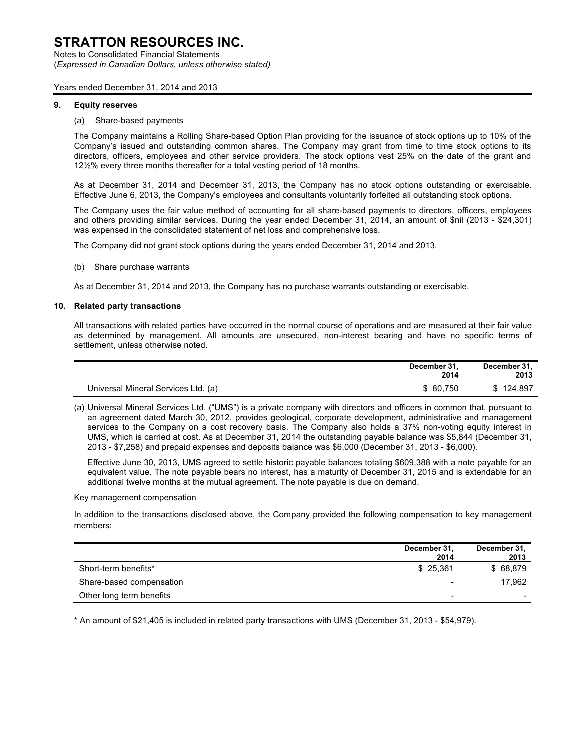# STRATTON RESOURCES INC.

Notes to Consolidated Financial Statements
(*Expressed in Canadian Dollars, unless otherwise stated)*

Years ended December 31, 2014 and 2013

## 9. Equity reserves

### (a) Share-based payments

The Company maintains a Rolling Share-based Option Plan providing for the issuance of stock options up to 10% of the Company's issued and outstanding common shares. The Company may grant from time to time stock options to its directors, officers, employees and other service providers. The stock options vest 25% on the date of the grant and 12½% every three months thereafter for a total vesting period of 18 months.

As at December 31, 2014 and December 31, 2013, the Company has no stock options outstanding or exercisable. Effective June 6, 2013, the Company's employees and consultants voluntarily forfeited all outstanding stock options.

The Company uses the fair value method of accounting for all share-based payments to directors, officers, employees and others providing similar services. During the year ended December 31, 2014, an amount of $nil (2013 - $24,301) was expensed in the consolidated statement of net loss and comprehensive loss.

The Company did not grant stock options during the years ended December 31, 2014 and 2013.

### (b) Share purchase warrants

As at December 31, 2014 and 2013, the Company has no purchase warrants outstanding or exercisable.

## 10. Related party transactions

All transactions with related parties have occurred in the normal course of operations and are measured at their fair value as determined by management. All amounts are unsecured, non-interest bearing and have no specific terms of settlement, unless otherwise noted.

| | December 31, 2014 | December 31, 2013 |
|---|---|---|
| Universal Mineral Services Ltd. (a) | $ 80,750 | $ 124,897 |

(a) Universal Mineral Services Ltd. ("UMS") is a private company with directors and officers in common that, pursuant to an agreement dated March 30, 2012, provides geological, corporate development, administrative and management services to the Company on a cost recovery basis. The Company also holds a 37% non-voting equity interest in UMS, which is carried at cost. As at December 31, 2014 the outstanding payable balance was $5,844 (December 31, 2013 - $7,258) and prepaid expenses and deposits balance was $6,000 (December 31, 2013 - $6,000).

Effective June 30, 2013, UMS agreed to settle historic payable balances totaling $609,388 with a note payable for an equivalent value. The note payable bears no interest, has a maturity of December 31, 2015 and is extendable for an additional twelve months at the mutual agreement. The note payable is due on demand.

Key management compensation

In addition to the transactions disclosed above, the Company provided the following compensation to key management members:

| | December 31, 2014 | December 31, 2013 |
|---|---|---|
| Short-term benefits* | $ 25,361 | $ 68,879 |
| Share-based compensation | - | 17,962 |
| Other long term benefits | - | - |

* An amount of $21,405 is included in related party transactions with UMS (December 31, 2013 - $54,979).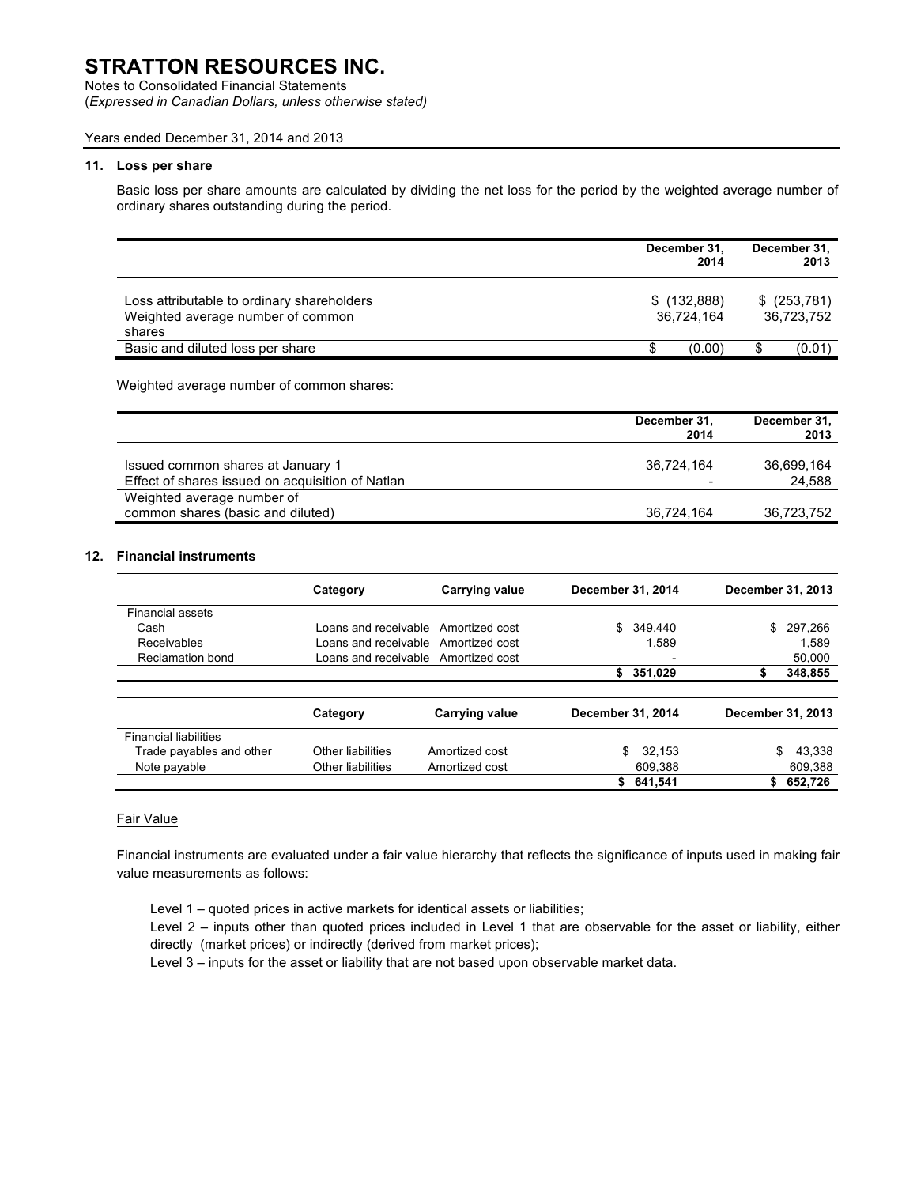# STRATTON RESOURCES INC.

Notes to Consolidated Financial Statements
(*Expressed in Canadian Dollars, unless otherwise stated)*

Years ended December 31, 2014 and 2013

## 11. Loss per share

Basic loss per share amounts are calculated by dividing the net loss for the period by the weighted average number of ordinary shares outstanding during the period.

| | December 31, 2014 | December 31, 2013 |
|---|---|---|
| Loss attributable to ordinary shareholders | $ (132,888) | $ (253,781) |
| Weighted average number of common shares | 36,724,164 | 36,723,752 |
| Basic and diluted loss per share | $ (0.00) | $ (0.01) |

Weighted average number of common shares:

| | December 31, 2014 | December 31, 2013 |
|---|---|---|
| Issued common shares at January 1 | 36,724,164 | 36,699,164 |
| Effect of shares issued on acquisition of Natlan | - | 24,588 |
| Weighted average number of common shares (basic and diluted) | 36,724,164 | 36,723,752 |

## 12. Financial instruments

| | Category | Carrying value | December 31, 2014 | December 31, 2013 |
|---|---|---|---|---|
| Financial assets | | | | |
| Cash | Loans and receivable | Amortized cost | $ 349,440 | $ 297,266 |
| Receivables | Loans and receivable | Amortized cost | 1,589 | 1,589 |
| Reclamation bond | Loans and receivable | Amortized cost | - | 50,000 |
| | | | **$ 351,029** | **$ 348,855** |

| | Category | Carrying value | December 31, 2014 | December 31, 2013 |
|---|---|---|---|---|
| Financial liabilities | | | | |
| Trade payables and other | Other liabilities | Amortized cost | $ 32,153 | $ 43,338 |
| Note payable | Other liabilities | Amortized cost | 609,388 | 609,388 |
| | | | **$ 641,541** | **$ 652,726** |

Fair Value

Financial instruments are evaluated under a fair value hierarchy that reflects the significance of inputs used in making fair value measurements as follows:

Level 1 – quoted prices in active markets for identical assets or liabilities;
Level 2 – inputs other than quoted prices included in Level 1 that are observable for the asset or liability, either directly (market prices) or indirectly (derived from market prices);
Level 3 – inputs for the asset or liability that are not based upon observable market data.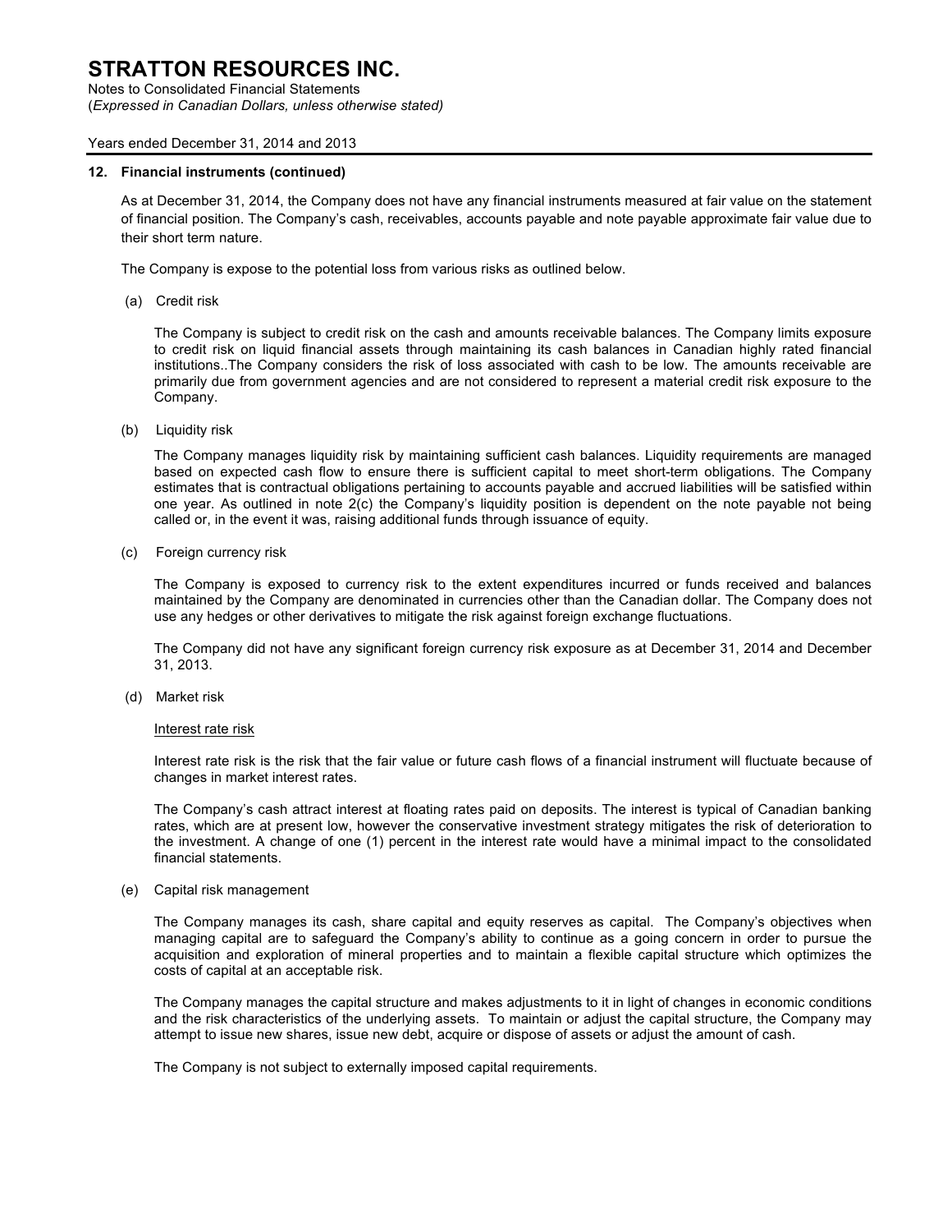### 12. Financial instruments (continued)

As at December 31, 2014, the Company does not have any financial instruments measured at fair value on the statement of financial position. The Company's cash, receivables, accounts payable and note payable approximate fair value due to their short term nature.

The Company is expose to the potential loss from various risks as outlined below.

(a) Credit risk

The Company is subject to credit risk on the cash and amounts receivable balances. The Company limits exposure to credit risk on liquid financial assets through maintaining its cash balances in Canadian highly rated financial institutions..The Company considers the risk of loss associated with cash to be low. The amounts receivable are primarily due from government agencies and are not considered to represent a material credit risk exposure to the Company.

(b) Liquidity risk

The Company manages liquidity risk by maintaining sufficient cash balances. Liquidity requirements are managed based on expected cash flow to ensure there is sufficient capital to meet short-term obligations. The Company estimates that is contractual obligations pertaining to accounts payable and accrued liabilities will be satisfied within one year. As outlined in note 2(c) the Company's liquidity position is dependent on the note payable not being called or, in the event it was, raising additional funds through issuance of equity.

(c) Foreign currency risk

The Company is exposed to currency risk to the extent expenditures incurred or funds received and balances maintained by the Company are denominated in currencies other than the Canadian dollar. The Company does not use any hedges or other derivatives to mitigate the risk against foreign exchange fluctuations.

The Company did not have any significant foreign currency risk exposure as at December 31, 2014 and December 31, 2013.

(d) Market risk

Interest rate risk

Interest rate risk is the risk that the fair value or future cash flows of a financial instrument will fluctuate because of changes in market interest rates.

The Company's cash attract interest at floating rates paid on deposits. The interest is typical of Canadian banking rates, which are at present low, however the conservative investment strategy mitigates the risk of deterioration to the investment. A change of one (1) percent in the interest rate would have a minimal impact to the consolidated financial statements.

(e) Capital risk management

The Company manages its cash, share capital and equity reserves as capital. The Company's objectives when managing capital are to safeguard the Company's ability to continue as a going concern in order to pursue the acquisition and exploration of mineral properties and to maintain a flexible capital structure which optimizes the costs of capital at an acceptable risk.

The Company manages the capital structure and makes adjustments to it in light of changes in economic conditions and the risk characteristics of the underlying assets. To maintain or adjust the capital structure, the Company may attempt to issue new shares, issue new debt, acquire or dispose of assets or adjust the amount of cash.

The Company is not subject to externally imposed capital requirements.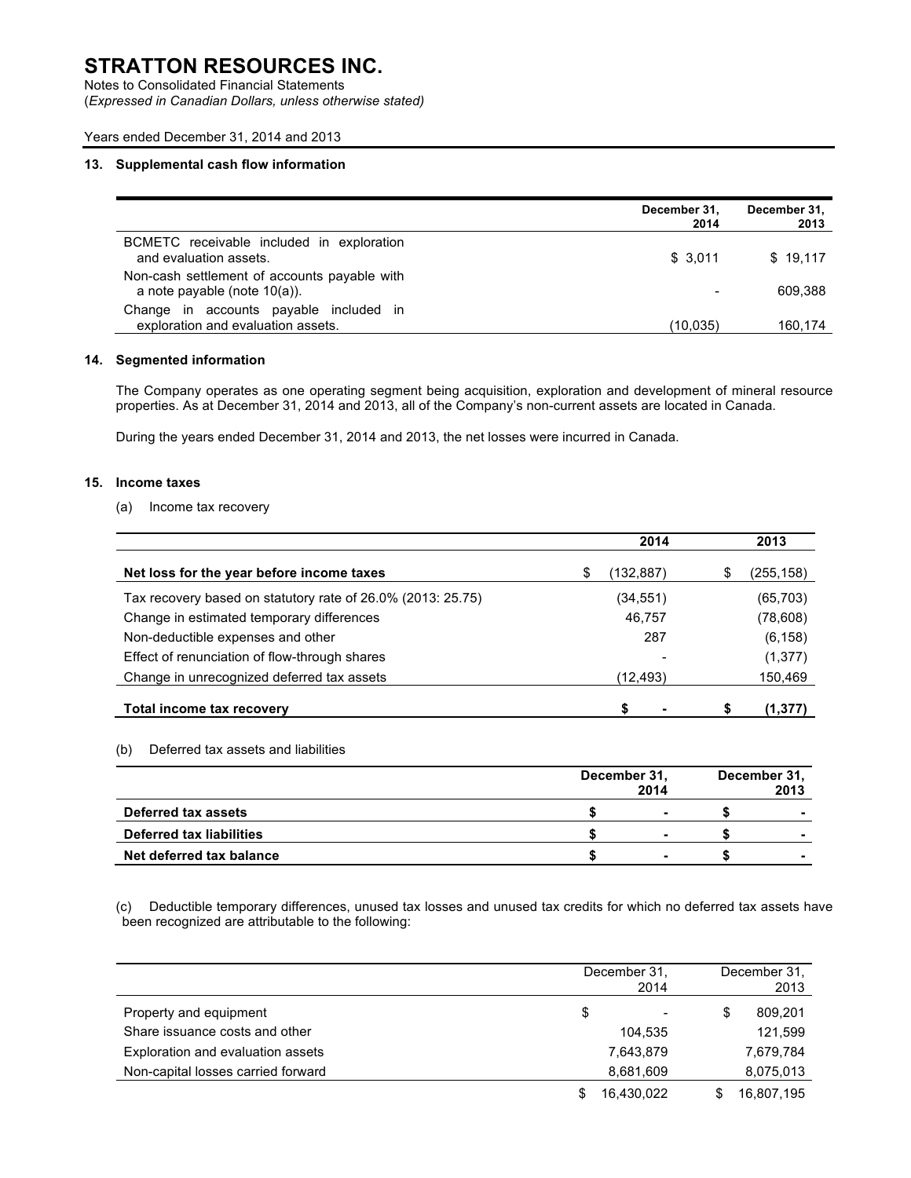# STRATTON RESOURCES INC.

Notes to Consolidated Financial Statements
(*Expressed in Canadian Dollars, unless otherwise stated)*

Years ended December 31, 2014 and 2013

## 13. Supplemental cash flow information

| | December 31, 2014 | December 31, 2013 |
|---|---|---|
| BCMETC receivable included in exploration and evaluation assets. | $ 3,011 | $ 19,117 |
| Non-cash settlement of accounts payable with a note payable (note 10(a)). | - | 609,388 |
| Change in accounts payable included in exploration and evaluation assets. | (10,035) | 160,174 |

## 14. Segmented information

The Company operates as one operating segment being acquisition, exploration and development of mineral resource properties. As at December 31, 2014 and 2013, all of the Company's non-current assets are located in Canada.

During the years ended December 31, 2014 and 2013, the net losses were incurred in Canada.

## 15. Income taxes

(a) Income tax recovery

| | 2014 | 2013 |
|---|---|---|
| **Net loss for the year before income taxes** | $ (132,887) | $ (255,158) |
| Tax recovery based on statutory rate of 26.0% (2013: 25.75) | (34,551) | (65,703) |
| Change in estimated temporary differences | 46,757 | (78,608) |
| Non-deductible expenses and other | 287 | (6,158) |
| Effect of renunciation of flow-through shares | - | (1,377) |
| Change in unrecognized deferred tax assets | (12,493) | 150,469 |
| **Total income tax recovery** | **$ -** | **$ (1,377)** |

(b) Deferred tax assets and liabilities

| | December 31, 2014 | December 31, 2013 |
|---|---|---|
| **Deferred tax assets** | **$ -** | **$ -** |
| **Deferred tax liabilities** | **$ -** | **$ -** |
| **Net deferred tax balance** | **$ -** | **$ -** |

(c) Deductible temporary differences, unused tax losses and unused tax credits for which no deferred tax assets have been recognized are attributable to the following:

| | December 31, 2014 | December 31, 2013 |
|---|---|---|
| Property and equipment | $ - | $ 809,201 |
| Share issuance costs and other | 104,535 | 121,599 |
| Exploration and evaluation assets | 7,643,879 | 7,679,784 |
| Non-capital losses carried forward | 8,681,609 | 8,075,013 |
| | $ 16,430,022 | $ 16,807,195 |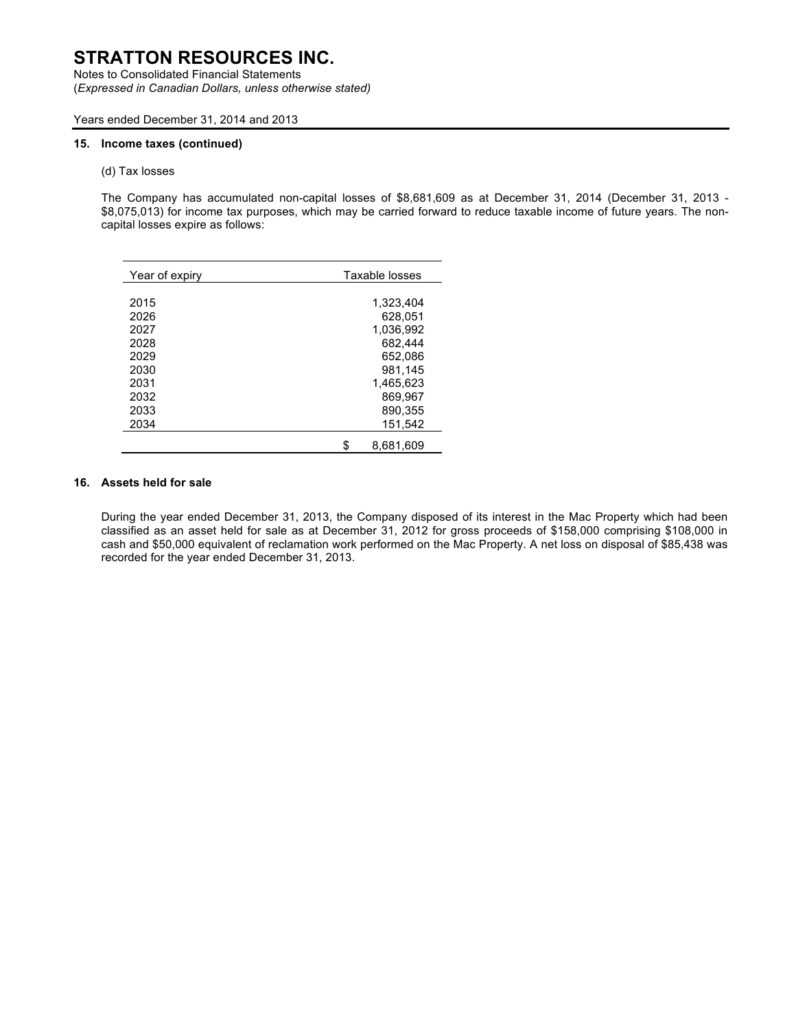# STRATTON RESOURCES INC.

Notes to Consolidated Financial Statements
(*Expressed in Canadian Dollars, unless otherwise stated)*

Years ended December 31, 2014 and 2013

## 15. Income taxes (continued)

(d) Tax losses

The Company has accumulated non-capital losses of $8,681,609 as at December 31, 2014 (December 31, 2013 - $8,075,013) for income tax purposes, which may be carried forward to reduce taxable income of future years. The non-capital losses expire as follows:

| Year of expiry | Taxable losses |
|---|---|
| 2015 | 1,323,404 |
| 2026 | 628,051 |
| 2027 | 1,036,992 |
| 2028 | 682,444 |
| 2029 | 652,086 |
| 2030 | 981,145 |
| 2031 | 1,465,623 |
| 2032 | 869,967 |
| 2033 | 890,355 |
| 2034 | 151,542 |
| | $ 8,681,609 |

## 16. Assets held for sale

During the year ended December 31, 2013, the Company disposed of its interest in the Mac Property which had been classified as an asset held for sale as at December 31, 2012 for gross proceeds of $158,000 comprising $108,000 in cash and $50,000 equivalent of reclamation work performed on the Mac Property. A net loss on disposal of $85,438 was recorded for the year ended December 31, 2013.